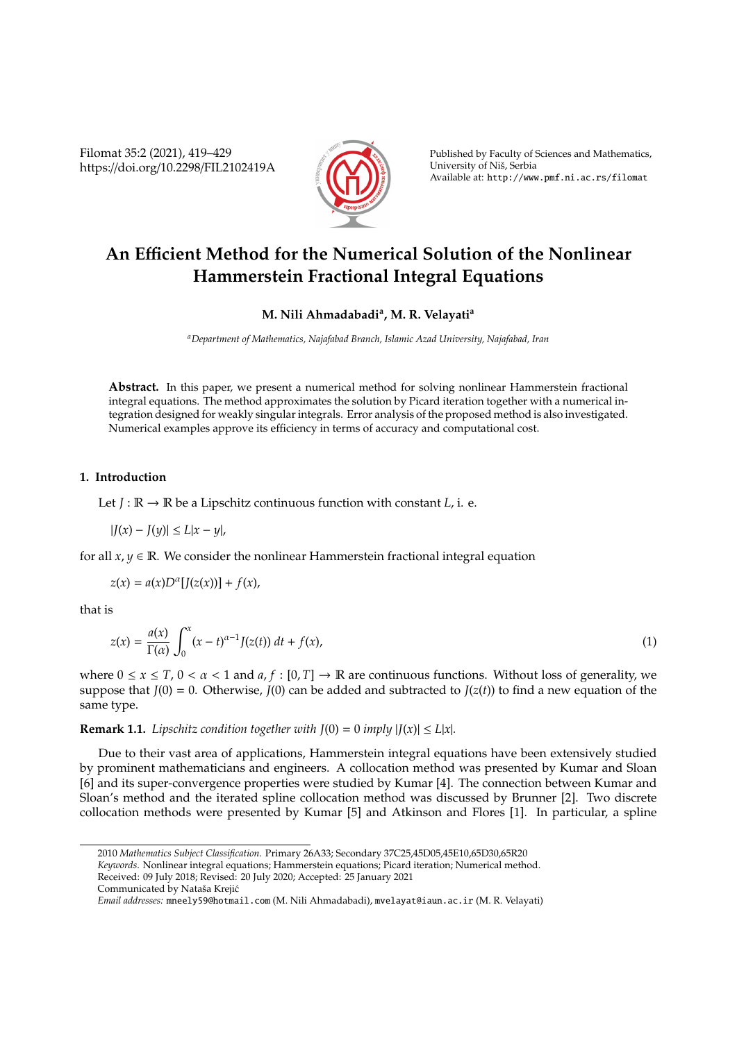# An Efficient Method for the Numerical Solution of the Nonlinear Hammerstein Fractional Integral Equations

**M. Nili Ahmadabadi[a], M. R. Velayati[a]**

[a]*Department of Mathematics, Najafabad Branch, Islamic Azad University, Najafabad, Iran*

**Abstract.** In this paper, we present a numerical method for solving nonlinear Hammerstein fractional integral equations. The method approximates the solution by Picard iteration together with a numerical integration designed for weakly singular integrals. Error analysis of the proposed method is also investigated. Numerical examples approve its efficiency in terms of accuracy and computational cost.

## 1. Introduction

Let $J : \mathbb{R} \to \mathbb{R}$ be a Lipschitz continuous function with constant $L$, i. e.

$$|J(x) - J(y)| \leq L|x - y|,$$

for all $x, y \in \mathbb{R}$. We consider the nonlinear Hammerstein fractional integral equation

$$z(x) = a(x)D^{\alpha}[J(z(x))] + f(x),$$

that is

$$z(x) = \frac{a(x)}{\Gamma(\alpha)} \int_0^x (x - t)^{\alpha - 1} J(z(t))\, dt + f(x), \tag{1}$$

where $0 \leq x \leq T$, $0 < \alpha < 1$ and $a, f : [0, T] \to \mathbb{R}$ are continuous functions. Without loss of generality, we suppose that $J(0) = 0$. Otherwise, $J(0)$ can be added and subtracted to $J(z(t))$ to find a new equation of the same type.

**Remark 1.1.** *Lipschitz condition together with* $J(0) = 0$ *imply* $|J(x)| \leq L|x|$.

Due to their vast area of applications, Hammerstein integral equations have been extensively studied by prominent mathematicians and engineers. A collocation method was presented by Kumar and Sloan [6] and its super-convergence properties were studied by Kumar [4]. The connection between Kumar and Sloan's method and the iterated spline collocation method was discussed by Brunner [2]. Two discrete collocation methods were presented by Kumar [5] and Atkinson and Flores [1]. In particular, a spline

---

2010 *Mathematics Subject Classification*. Primary 26A33; Secondary 37C25,45D05,45E10,65D30,65R20

*Keywords*. Nonlinear integral equations; Hammerstein equations; Picard iteration; Numerical method.

Received: 09 July 2018; Revised: 20 July 2020; Accepted: 25 January 2021

Communicated by Nataša Krejić

*Email addresses:* mneely59@hotmail.com (M. Nili Ahmadabadi), mvelayat@iaun.ac.ir (M. R. Velayati)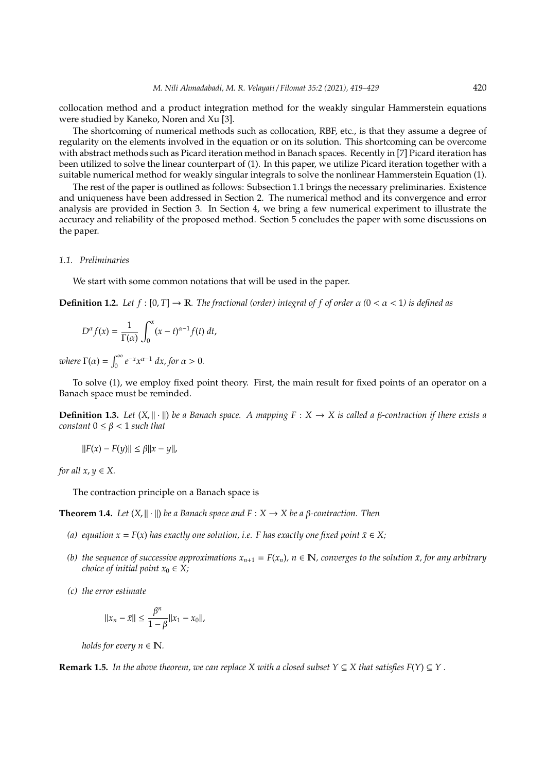collocation method and a product integration method for the weakly singular Hammerstein equations were studied by Kaneko, Noren and Xu [3].

The shortcoming of numerical methods such as collocation, RBF, etc., is that they assume a degree of regularity on the elements involved in the equation or on its solution. This shortcoming can be overcome with abstract methods such as Picard iteration method in Banach spaces. Recently in [7] Picard iteration has been utilized to solve the linear counterpart of (1). In this paper, we utilize Picard iteration together with a suitable numerical method for weakly singular integrals to solve the nonlinear Hammerstein Equation (1).

The rest of the paper is outlined as follows: Subsection 1.1 brings the necessary preliminaries. Existence and uniqueness have been addressed in Section 2. The numerical method and its convergence and error analysis are provided in Section 3. In Section 4, we bring a few numerical experiment to illustrate the accuracy and reliability of the proposed method. Section 5 concludes the paper with some discussions on the paper.

### *1.1. Preliminaries*

We start with some common notations that will be used in the paper.

**Definition 1.2.** *Let $f : [0, T] \to \mathbb{R}$. The fractional (order) integral of $f$ of order $\alpha$ ($0 < \alpha < 1$) is defined as*

$$D^{\alpha} f(x) = \frac{1}{\Gamma(\alpha)} \int_0^x (x-t)^{\alpha-1} f(t)\, dt,$$

*where $\Gamma(\alpha) = \int_0^{\infty} e^{-x} x^{\alpha-1}\, dx$, for $\alpha > 0$.*

To solve (1), we employ fixed point theory. First, the main result for fixed points of an operator on a Banach space must be reminded.

**Definition 1.3.** *Let $(X, \|\cdot\|)$ be a Banach space. A mapping $F : X \to X$ is called a $\beta$-contraction if there exists a constant $0 \leq \beta < 1$ such that*

$$\|F(x) - F(y)\| \leq \beta \|x - y\|,$$

*for all $x, y \in X$.*

The contraction principle on a Banach space is

**Theorem 1.4.** *Let $(X, \|\cdot\|)$ be a Banach space and $F : X \to X$ be a $\beta$-contraction. Then*

*(a) equation $x = F(x)$ has exactly one solution, i.e. $F$ has exactly one fixed point $\bar{x} \in X$;*

*(b) the sequence of successive approximations $x_{n+1} = F(x_n)$, $n \in \mathbb{N}$, converges to the solution $\bar{x}$, for any arbitrary choice of initial point $x_0 \in X$;*

*(c) the error estimate*

$$\|x_n - \bar{x}\| \leq \frac{\beta^n}{1-\beta} \|x_1 - x_0\|,$$

*holds for every $n \in \mathbb{N}$.*

**Remark 1.5.** *In the above theorem, we can replace $X$ with a closed subset $Y \subseteq X$ that satisfies $F(Y) \subseteq Y$.*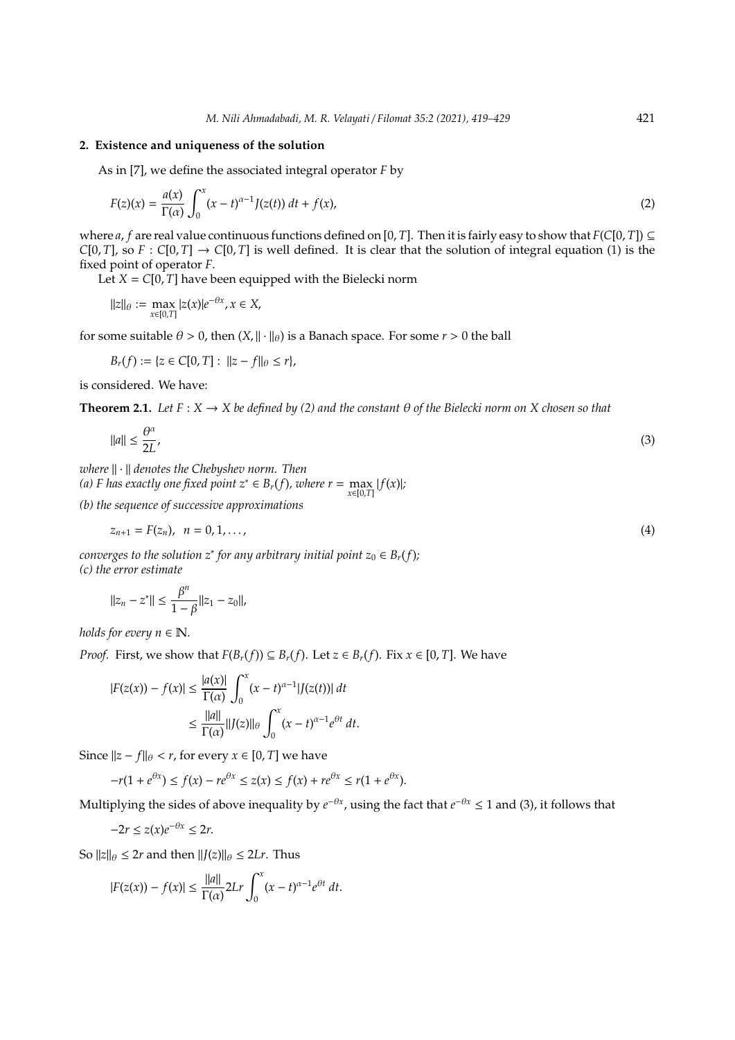## 2. Existence and uniqueness of the solution

As in [7], we define the associated integral operator $F$ by

$$F(z)(x) = \frac{a(x)}{\Gamma(\alpha)} \int_0^x (x-t)^{\alpha-1} J(z(t))\, dt + f(x), \tag{2}$$

where $a, f$ are real value continuous functions defined on $[0, T]$. Then it is fairly easy to show that $F(C[0, T]) \subseteq C[0, T]$, so $F : C[0, T] \to C[0, T]$ is well defined. It is clear that the solution of integral equation (1) is the fixed point of operator $F$.

Let $X = C[0, T]$ have been equipped with the Bielecki norm

$$\|z\|_\theta := \max_{x\in[0,T]} |z(x)|e^{-\theta x}, x \in X,$$

for some suitable $\theta > 0$, then $(X, \|\cdot\|_\theta)$ is a Banach space. For some $r > 0$ the ball

$$B_r(f) := \{z \in C[0, T] : \|z - f\|_\theta \le r\},$$

is considered. We have:

**Theorem 2.1.** *Let $F : X \to X$ be defined by (2) and the constant $\theta$ of the Bielecki norm on $X$ chosen so that*

$$\|a\| \le \frac{\theta^\alpha}{2L}, \tag{3}$$

*where $\|\cdot\|$ denotes the Chebyshev norm. Then*
*(a) $F$ has exactly one fixed point $z^* \in B_r(f)$, where $r = \max_{x\in[0,T]} |f(x)|$;*
*(b) the sequence of successive approximations*

$$z_{n+1} = F(z_n), \quad n = 0, 1, \ldots, \tag{4}$$

*converges to the solution $z^*$ for any arbitrary initial point $z_0 \in B_r(f)$;*
*(c) the error estimate*

$$\|z_n - z^*\| \le \frac{\beta^n}{1-\beta} \|z_1 - z_0\|,$$

*holds for every $n \in \mathbb{N}$.*

*Proof.* First, we show that $F(B_r(f)) \subseteq B_r(f)$. Let $z \in B_r(f)$. Fix $x \in [0, T]$. We have

$$\begin{aligned}|F(z(x)) - f(x)| &\le \frac{|a(x)|}{\Gamma(\alpha)} \int_0^x (x-t)^{\alpha-1} |J(z(t))|\, dt \\ &\le \frac{\|a\|}{\Gamma(\alpha)} \|J(z)\|_\theta \int_0^x (x-t)^{\alpha-1} e^{\theta t}\, dt.\end{aligned}$$

Since $\|z - f\|_\theta < r$, for every $x \in [0, T]$ we have

$$-r(1 + e^{\theta x}) \le f(x) - re^{\theta x} \le z(x) \le f(x) + re^{\theta x} \le r(1 + e^{\theta x}).$$

Multiplying the sides of above inequality by $e^{-\theta x}$, using the fact that $e^{-\theta x} \le 1$ and (3), it follows that

$$-2r \le z(x)e^{-\theta x} \le 2r.$$

So $\|z\|_\theta \le 2r$ and then $\|J(z)\|_\theta \le 2Lr$. Thus

$$|F(z(x)) - f(x)| \le \frac{\|a\|}{\Gamma(\alpha)} 2Lr \int_0^x (x-t)^{\alpha-1} e^{\theta t}\, dt.$$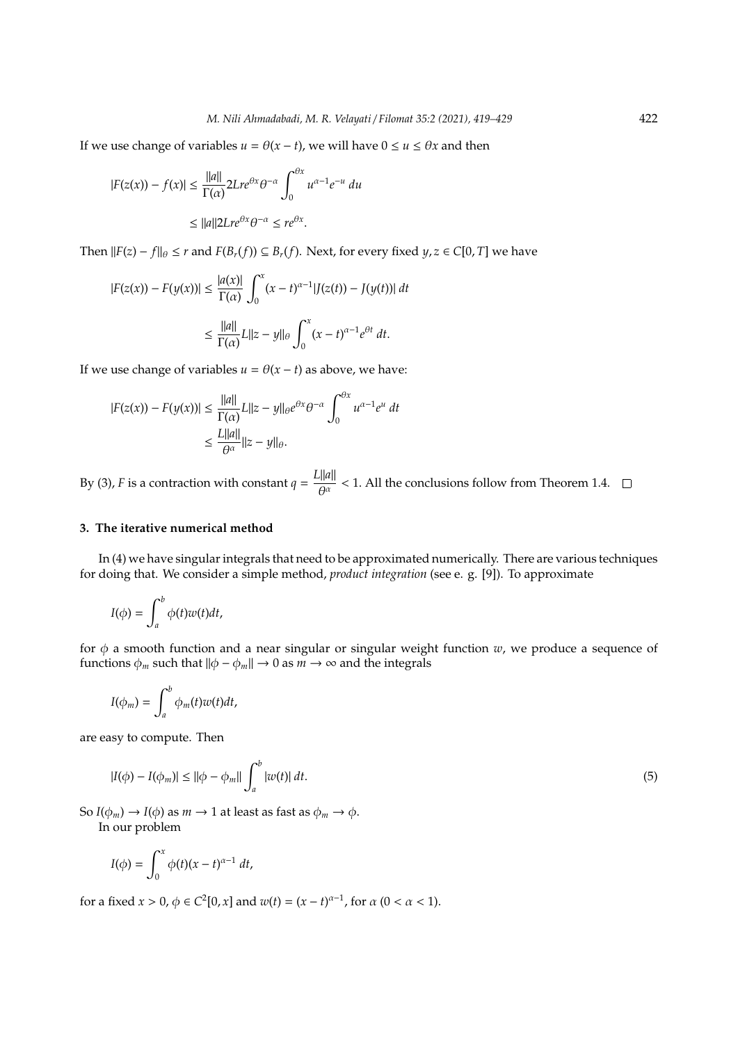If we use change of variables $u = \theta(x - t)$, we will have $0 \leq u \leq \theta x$ and then

$$
\begin{aligned}
|F(z(x)) - f(x)| &\leq \frac{\|a\|}{\Gamma(\alpha)} 2Lre^{\theta x}\theta^{-\alpha} \int_0^{\theta x} u^{\alpha-1}e^{-u}\, du \\
&\leq \|a\| 2Lre^{\theta x}\theta^{-\alpha} \leq re^{\theta x}.
\end{aligned}
$$

Then $\|F(z) - f\|_\theta \leq r$ and $F(B_r(f)) \subseteq B_r(f)$. Next, for every fixed $y, z \in C[0, T]$ we have

$$
\begin{aligned}
|F(z(x)) - F(y(x))| &\leq \frac{|a(x)|}{\Gamma(\alpha)} \int_0^x (x-t)^{\alpha-1} |J(z(t)) - J(y(t))|\, dt \\
&\leq \frac{\|a\|}{\Gamma(\alpha)} L\|z - y\|_\theta \int_0^x (x-t)^{\alpha-1} e^{\theta t}\, dt.
\end{aligned}
$$

If we use change of variables $u = \theta(x - t)$ as above, we have:

$$
\begin{aligned}
|F(z(x)) - F(y(x))| &\leq \frac{\|a\|}{\Gamma(\alpha)} L\|z - y\|_\theta e^{\theta x}\theta^{-\alpha} \int_0^{\theta x} u^{\alpha-1}e^{u}\, dt \\
&\leq \frac{L\|a\|}{\theta^\alpha} \|z - y\|_\theta.
\end{aligned}
$$

By (3), $F$ is a contraction with constant $q = \dfrac{L\|a\|}{\theta^\alpha} < 1$. All the conclusions follow from Theorem 1.4. □

## 3. The iterative numerical method

In (4) we have singular integrals that need to be approximated numerically. There are various techniques for doing that. We consider a simple method, *product integration* (see e. g. [9]). To approximate

$$
I(\phi) = \int_a^b \phi(t)w(t)dt,
$$

for $\phi$ a smooth function and a near singular or singular weight function $w$, we produce a sequence of functions $\phi_m$ such that $\|\phi - \phi_m\| \to 0$ as $m \to \infty$ and the integrals

$$
I(\phi_m) = \int_a^b \phi_m(t)w(t)dt,
$$

are easy to compute. Then

$$
|I(\phi) - I(\phi_m)| \leq \|\phi - \phi_m\| \int_a^b |w(t)|\, dt. \tag{5}
$$

So $I(\phi_m) \to I(\phi)$ as $m \to 1$ at least as fast as $\phi_m \to \phi$.

In our problem

$$
I(\phi) = \int_0^x \phi(t)(x-t)^{\alpha-1}\, dt,
$$

for a fixed $x > 0$, $\phi \in C^2[0, x]$ and $w(t) = (x - t)^{\alpha-1}$, for $\alpha$ $(0 < \alpha < 1)$.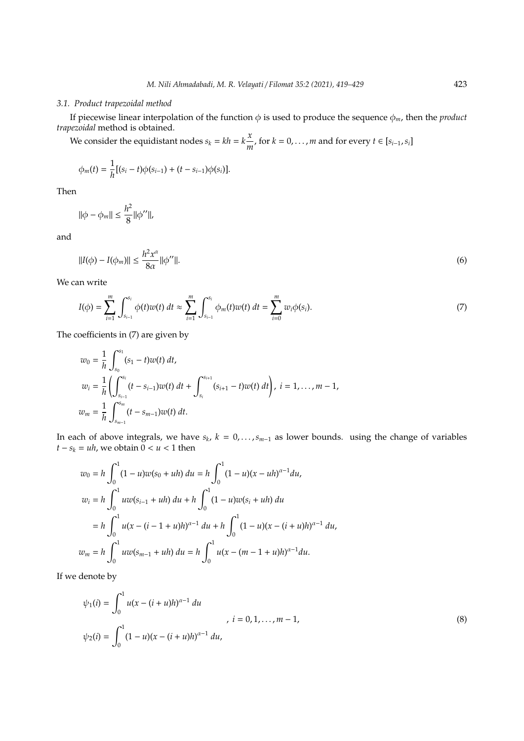### 3.1. Product trapezoidal method

If piecewise linear interpolation of the function $\phi$ is used to produce the sequence $\phi_m$, then the *product trapezoidal* method is obtained.

We consider the equidistant nodes $s_k = kh = k\frac{x}{m}$, for $k = 0, \dots, m$ and for every $t \in [s_{i-1}, s_i]$

$$\phi_m(t) = \frac{1}{h}[(s_i - t)\phi(s_{i-1}) + (t - s_{i-1})\phi(s_i)].$$

Then

$$\|\phi - \phi_m\| \leq \frac{h^2}{8}\|\phi''\|,$$

and

$$\|I(\phi) - I(\phi_m)\| \leq \frac{h^2 x^\alpha}{8\alpha}\|\phi''\|. \tag{6}$$

We can write

$$I(\phi) = \sum_{i=1}^{m} \int_{s_{i-1}}^{s_i} \phi(t)w(t)\,dt \approx \sum_{i=1}^{m} \int_{s_{i-1}}^{s_i} \phi_m(t)w(t)\,dt = \sum_{i=0}^{m} w_i \phi(s_i). \tag{7}$$

The coefficients in (7) are given by

$$\begin{aligned}
w_0 &= \frac{1}{h}\int_{s_0}^{s_1} (s_1 - t)w(t)\,dt,\\
w_i &= \frac{1}{h}\left(\int_{s_{i-1}}^{s_i} (t - s_{i-1})w(t)\,dt + \int_{s_i}^{s_{i+1}} (s_{i+1} - t)w(t)\,dt\right),\ i = 1, \dots, m-1,\\
w_m &= \frac{1}{h}\int_{s_{m-1}}^{s_m} (t - s_{m-1})w(t)\,dt.
\end{aligned}$$

In each of above integrals, we have $s_k$, $k = 0, \dots, s_{m-1}$ as lower bounds. using the change of variables $t - s_k = uh$, we obtain $0 < u < 1$ then

$$\begin{aligned}
w_0 &= h\int_0^1 (1 - u)w(s_0 + uh)\,du = h\int_0^1 (1 - u)(x - uh)^{\alpha - 1}du,\\
w_i &= h\int_0^1 uw(s_{i-1} + uh)\,du + h\int_0^1 (1 - u)w(s_i + uh)\,du\\
&= h\int_0^1 u(x - (i - 1 + u)h)^{\alpha - 1}\,du + h\int_0^1 (1 - u)(x - (i + u)h)^{\alpha - 1}\,du,\\
w_m &= h\int_0^1 uw(s_{m-1} + uh)\,du = h\int_0^1 u(x - (m - 1 + u)h)^{\alpha - 1}du.
\end{aligned}$$

If we denote by

$$\left.\begin{aligned}
\psi_1(i) &= \int_0^1 u(x - (i + u)h)^{\alpha - 1}\,du\\
\psi_2(i) &= \int_0^1 (1 - u)(x - (i + u)h)^{\alpha - 1}\,du,
\end{aligned}\right\}\ , \ i = 0, 1, \dots, m-1, \tag{8}$$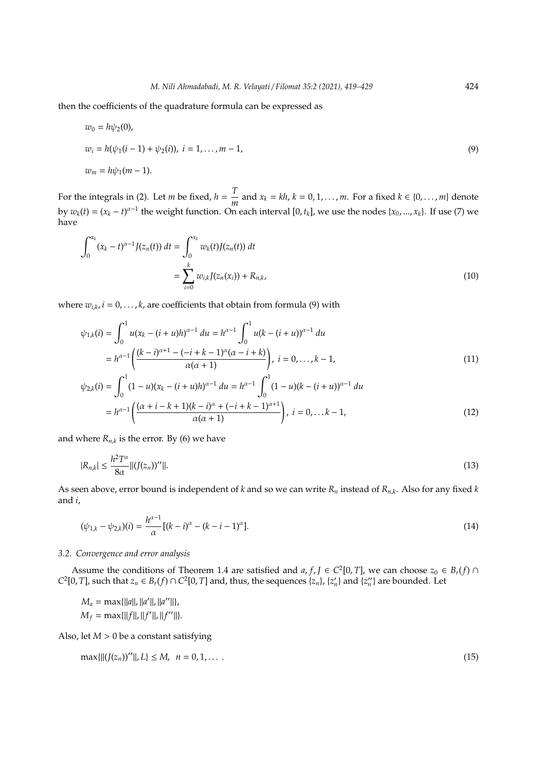then the coefficients of the quadrature formula can be expressed as

$$
\begin{aligned}
&w_0 = h\psi_2(0),\\
&w_i = h(\psi_1(i-1) + \psi_2(i)),\ i = 1, \dots, m-1, \qquad (9)\\
&w_m = h\psi_1(m-1).
\end{aligned}
$$

For the integrals in (2). Let $m$ be fixed, $h = \dfrac{T}{m}$ and $x_k = kh$, $k = 0, 1, \dots, m$. For a fixed $k \in \{0, \dots, m\}$ denote by $w_k(t) = (x_k - t)^{\alpha-1}$ the weight function. On each interval $[0, t_k]$, we use the nodes $\{x_0, ..., x_k\}$. If use (7) we have

$$
\begin{aligned}
\int_0^{x_k} (x_k - t)^{\alpha-1} J(z_n(t))\, dt &= \int_0^{x_k} w_k(t) J(z_n(t))\, dt\\
&= \sum_{i=0}^{k} w_{i,k} J(z_n(x_i)) + R_{n,k}, \qquad (10)
\end{aligned}
$$

where $w_{i,k}, i = 0, \dots, k$, are coefficients that obtain from formula (9) with

$$
\begin{aligned}
\psi_{1,k}(i) &= \int_0^1 u(x_k - (i+u)h)^{\alpha-1}\, du = h^{\alpha-1} \int_0^1 u(k - (i+u))^{\alpha-1}\, du\\
&= h^{\alpha-1} \left( \frac{(k-i)^{\alpha+1} - (-i+k-1)^{\alpha}(\alpha - i + k)}{\alpha(\alpha+1)} \right),\ i = 0, \dots, k-1, \qquad (11)\\
\psi_{2,k}(i) &= \int_0^1 (1-u)(x_k - (i+u)h)^{\alpha-1}\, du = h^{\alpha-1} \int_0^1 (1-u)(k - (i+u))^{\alpha-1}\, du\\
&= h^{\alpha-1} \left( \frac{(\alpha + i - k + 1)(k-i)^{\alpha} + (-i+k-1)^{\alpha+1}}{\alpha(\alpha+1)} \right),\ i = 0, \dots k-1, \qquad (12)
\end{aligned}
$$

and where $R_{n,k}$ is the error. By (6) we have

$$
|R_{n,k}| \le \frac{h^2 T^{\alpha}}{8\alpha} \|(J(z_n))''\|. \qquad (13)
$$

As seen above, error bound is independent of $k$ and so we can write $R_n$ instead of $R_{n,k}$. Also for any fixed $k$ and $i$,

$$
(\psi_{1,k} - \psi_{2,k})(i) = \frac{h^{\alpha-1}}{\alpha} [(k-i)^{\alpha} - (k-i-1)^{\alpha}]. \qquad (14)
$$

### 3.2. Convergence and error analysis

Assume the conditions of Theorem 1.4 are satisfied and $a, f, J \in C^2[0, T]$, we can choose $z_0 \in B_r(f) \cap C^2[0, T]$, such that $z_n \in B_r(f) \cap C^2[0, T]$ and, thus, the sequences $\{z_n\}$, $\{z_n'\}$ and $\{z_n''\}$ are bounded. Let

$$
\begin{aligned}
&M_a = \max\{\|a\|, \|a'\|, \|a''\|\},\\
&M_f = \max\{\|f\|, \|f'\|, \|f''\|\}.
\end{aligned}
$$

Also, let $M > 0$ be a constant satisfying

$$
\max\{\|(J(z_n))''\|, L\} \le M, \quad n = 0, 1, \dots . \qquad (15)
$$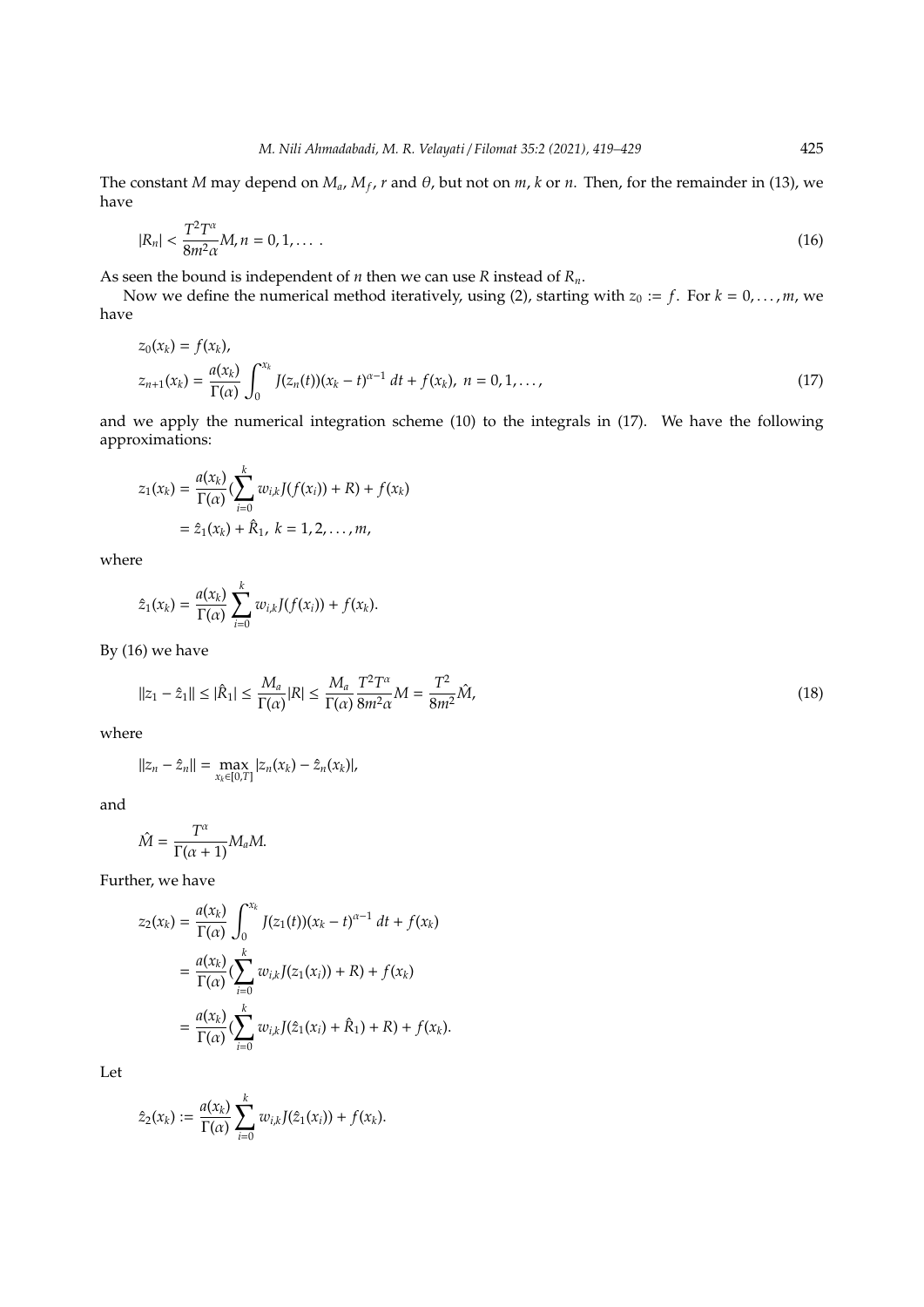The constant $M$ may depend on $M_a$, $M_f$, $r$ and $\theta$, but not on $m$, $k$ or $n$. Then, for the remainder in (13), we have

$$|R_n| < \frac{T^2 T^\alpha}{8m^2\alpha} M, n = 0, 1, \dots . \tag{16}$$

As seen the bound is independent of $n$ then we can use $R$ instead of $R_n$.

Now we define the numerical method iteratively, using (2), starting with $z_0 := f$. For $k = 0, \dots, m$, we have

$$\begin{aligned} z_0(x_k) &= f(x_k), \\ z_{n+1}(x_k) &= \frac{a(x_k)}{\Gamma(\alpha)} \int_0^{x_k} J(z_n(t))(x_k - t)^{\alpha-1}\, dt + f(x_k),\ n = 0, 1, \dots, \end{aligned} \tag{17}$$

and we apply the numerical integration scheme (10) to the integrals in (17). We have the following approximations:

$$\begin{aligned} z_1(x_k) &= \frac{a(x_k)}{\Gamma(\alpha)} (\sum_{i=0}^{k} w_{i,k} J(f(x_i)) + R) + f(x_k) \\ &= \hat{z}_1(x_k) + \hat{R}_1,\ k = 1, 2, \dots, m, \end{aligned}$$

where

$$\hat{z}_1(x_k) = \frac{a(x_k)}{\Gamma(\alpha)} \sum_{i=0}^{k} w_{i,k} J(f(x_i)) + f(x_k).$$

By (16) we have

$$\|z_1 - \hat{z}_1\| \le |\hat{R}_1| \le \frac{M_a}{\Gamma(\alpha)} |R| \le \frac{M_a}{\Gamma(\alpha)} \frac{T^2 T^\alpha}{8m^2\alpha} M = \frac{T^2}{8m^2} \hat{M}, \tag{18}$$

where

$$\|z_n - \hat{z}_n\| = \max_{x_k \in [0,T]} |z_n(x_k) - \hat{z}_n(x_k)|,$$

and

$$\hat{M} = \frac{T^\alpha}{\Gamma(\alpha + 1)} M_a M.$$

Further, we have

$$\begin{aligned} z_2(x_k) &= \frac{a(x_k)}{\Gamma(\alpha)} \int_0^{x_k} J(z_1(t))(x_k - t)^{\alpha-1}\, dt + f(x_k) \\ &= \frac{a(x_k)}{\Gamma(\alpha)} (\sum_{i=0}^{k} w_{i,k} J(z_1(x_i)) + R) + f(x_k) \\ &= \frac{a(x_k)}{\Gamma(\alpha)} (\sum_{i=0}^{k} w_{i,k} J(\hat{z}_1(x_i) + \hat{R}_1) + R) + f(x_k). \end{aligned}$$

Let

$$\hat{z}_2(x_k) := \frac{a(x_k)}{\Gamma(\alpha)} \sum_{i=0}^{k} w_{i,k} J(\hat{z}_1(x_i)) + f(x_k).$$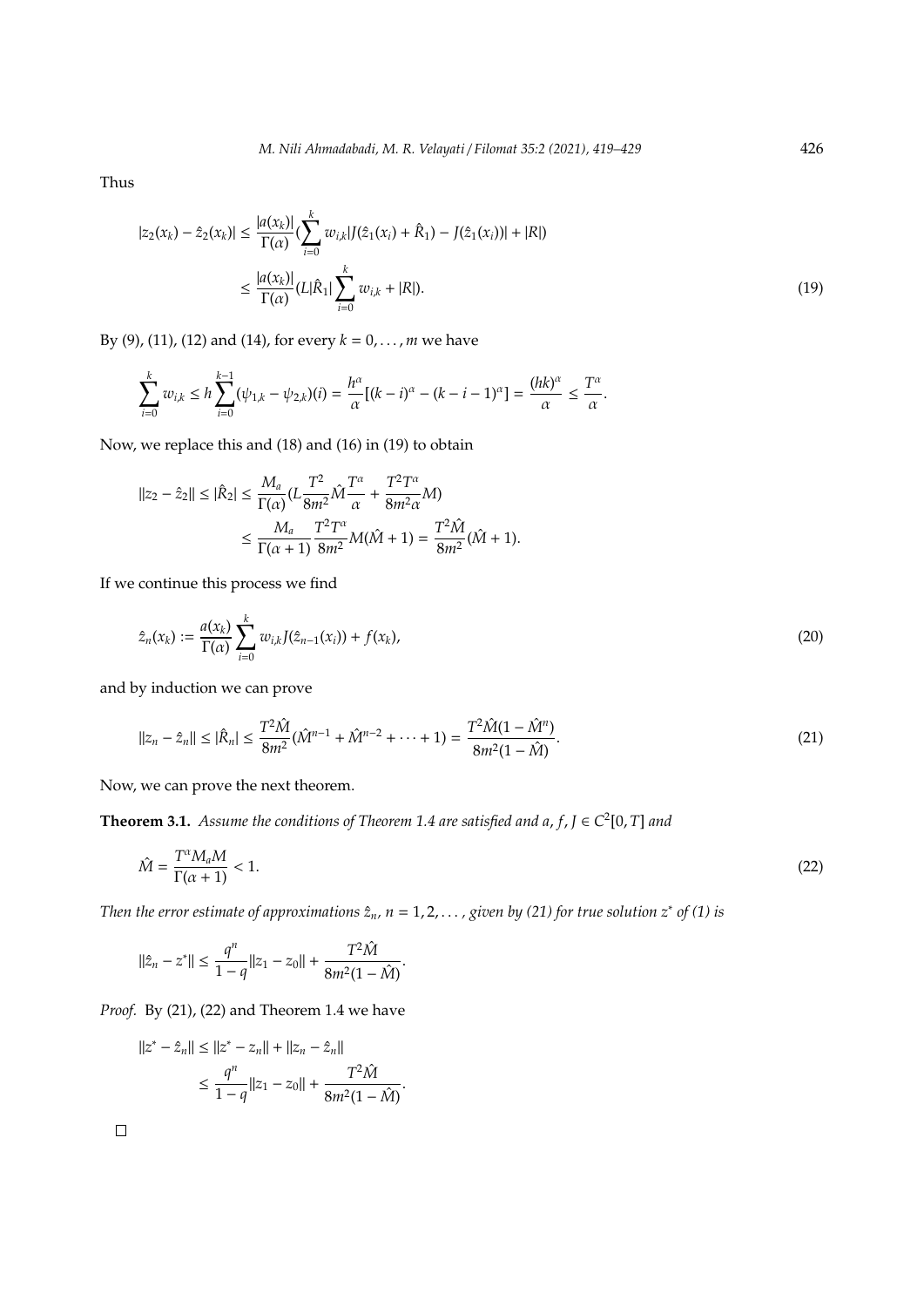Thus

$$
\begin{aligned}
|z_2(x_k) - \hat{z}_2(x_k)| &\le \frac{|a(x_k)|}{\Gamma(\alpha)}\Big(\sum_{i=0}^{k} w_{i,k}|J(\hat{z}_1(x_i) + \hat{R}_1) - J(\hat{z}_1(x_i))| + |R|\Big) \\
&\le \frac{|a(x_k)|}{\Gamma(\alpha)}\Big(L|\hat{R}_1|\sum_{i=0}^{k} w_{i,k} + |R|\Big). 
\end{aligned} \tag{19}
$$

By (9), (11), (12) and (14), for every $k = 0, \ldots, m$ we have

$$
\sum_{i=0}^{k} w_{i,k} \le h\sum_{i=0}^{k-1}(\psi_{1,k} - \psi_{2,k})(i) = \frac{h^\alpha}{\alpha}[(k-i)^\alpha - (k-i-1)^\alpha] = \frac{(hk)^\alpha}{\alpha} \le \frac{T^\alpha}{\alpha}.
$$

Now, we replace this and (18) and (16) in (19) to obtain

$$
\begin{aligned}
\|z_2 - \hat{z}_2\| \le |\hat{R}_2| &\le \frac{M_a}{\Gamma(\alpha)}\Big(L\frac{T^2}{8m^2}\hat{M}\frac{T^\alpha}{\alpha} + \frac{T^2 T^\alpha}{8m^2\alpha}M\Big) \\
&\le \frac{M_a}{\Gamma(\alpha+1)}\frac{T^2 T^\alpha}{8m^2}M(\hat{M}+1) = \frac{T^2\hat{M}}{8m^2}(\hat{M}+1).
\end{aligned}
$$

If we continue this process we find

$$
\hat{z}_n(x_k) := \frac{a(x_k)}{\Gamma(\alpha)}\sum_{i=0}^{k} w_{i,k}J(\hat{z}_{n-1}(x_i)) + f(x_k), \tag{20}
$$

and by induction we can prove

$$
\|z_n - \hat{z}_n\| \le |\hat{R}_n| \le \frac{T^2\hat{M}}{8m^2}(\hat{M}^{n-1} + \hat{M}^{n-2} + \cdots + 1) = \frac{T^2\hat{M}(1-\hat{M}^n)}{8m^2(1-\hat{M})}. \tag{21}
$$

Now, we can prove the next theorem.

**Theorem 3.1.** *Assume the conditions of Theorem 1.4 are satisfied and $a, f, J \in C^2[0,T]$ and*

$$
\hat{M} = \frac{T^\alpha M_a M}{\Gamma(\alpha+1)} < 1. \tag{22}
$$

*Then the error estimate of approximations $\hat{z}_n$, $n = 1, 2, \ldots$, given by (21) for true solution $z^*$ of (1) is*

$$
\|\hat{z}_n - z^*\| \le \frac{q^n}{1-q}\|z_1 - z_0\| + \frac{T^2\hat{M}}{8m^2(1-\hat{M})}.
$$

*Proof.* By (21), (22) and Theorem 1.4 we have

$$
\begin{aligned}
\|z^* - \hat{z}_n\| &\le \|z^* - z_n\| + \|z_n - \hat{z}_n\| \\
&\le \frac{q^n}{1-q}\|z_1 - z_0\| + \frac{T^2\hat{M}}{8m^2(1-\hat{M})}.
\end{aligned}
$$

□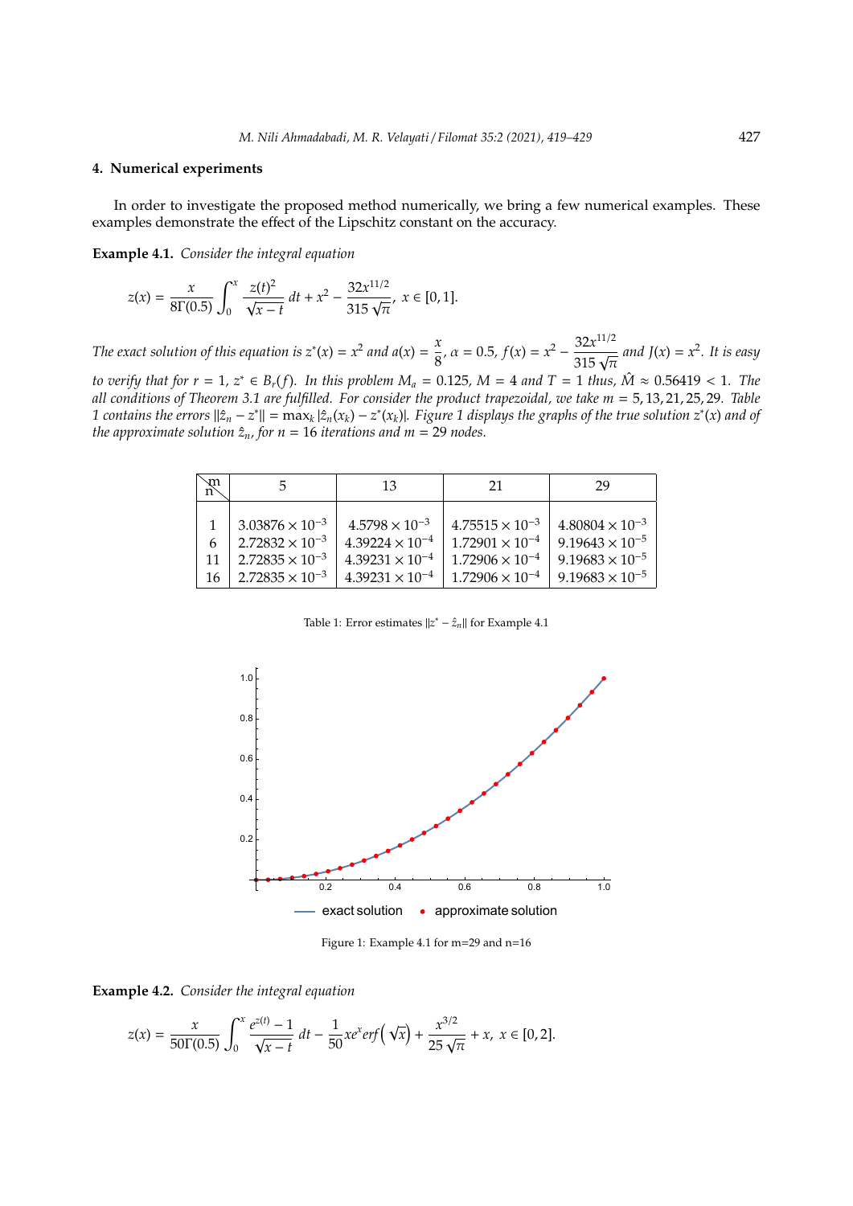## 4. Numerical experiments

In order to investigate the proposed method numerically, we bring a few numerical examples. These examples demonstrate the effect of the Lipschitz constant on the accuracy.

**Example 4.1.** *Consider the integral equation*

$$z(x) = \frac{x}{8\Gamma(0.5)} \int_0^x \frac{z(t)^2}{\sqrt{x-t}}\, dt + x^2 - \frac{32x^{11/2}}{315\sqrt{\pi}},\ x \in [0,1].$$

*The exact solution of this equation is $z^*(x) = x^2$ and $a(x) = \frac{x}{8}$, $\alpha = 0.5$, $f(x) = x^2 - \frac{32x^{11/2}}{315\sqrt{\pi}}$ and $J(x) = x^2$. It is easy to verify that for $r = 1$, $z^* \in B_r(f)$. In this problem $M_a = 0.125$, $M = 4$ and $T = 1$ thus, $\hat{M} \approx 0.56419 < 1$. The all conditions of Theorem 3.1 are fulfilled. For consider the product trapezoidal, we take $m = 5, 13, 21, 25, 29$. Table 1 contains the errors $\|\hat{z}_n - z^*\| = \max_k |\hat{z}_n(x_k) - z^*(x_k)|$. Figure 1 displays the graphs of the true solution $z^*(x)$ and of the approximate solution $\hat{z}_n$, for $n = 16$ iterations and $m = 29$ nodes.*

| n \ m | 5 | 13 | 21 | 29 |
|---|---|---|---|---|
| 1 | $3.03876 \times 10^{-3}$ | $4.5798 \times 10^{-3}$ | $4.75515 \times 10^{-3}$ | $4.80804 \times 10^{-3}$ |
| 6 | $2.72832 \times 10^{-3}$ | $4.39224 \times 10^{-4}$ | $1.72901 \times 10^{-4}$ | $9.19643 \times 10^{-5}$ |
| 11 | $2.72835 \times 10^{-3}$ | $4.39231 \times 10^{-4}$ | $1.72906 \times 10^{-4}$ | $9.19683 \times 10^{-5}$ |
| 16 | $2.72835 \times 10^{-3}$ | $4.39231 \times 10^{-4}$ | $1.72906 \times 10^{-4}$ | $9.19683 \times 10^{-5}$ |

Table 1: Error estimates $\|z^* - \hat{z}_n\|$ for Example 4.1

Figure 1: Example 4.1 for m=29 and n=16

**Example 4.2.** *Consider the integral equation*

$$z(x) = \frac{x}{50\Gamma(0.5)} \int_0^x \frac{e^{z(t)} - 1}{\sqrt{x-t}}\, dt - \frac{1}{50} x e^x erf\left(\sqrt{x}\right) + \frac{x^{3/2}}{25\sqrt{\pi}} + x,\ x \in [0,2].$$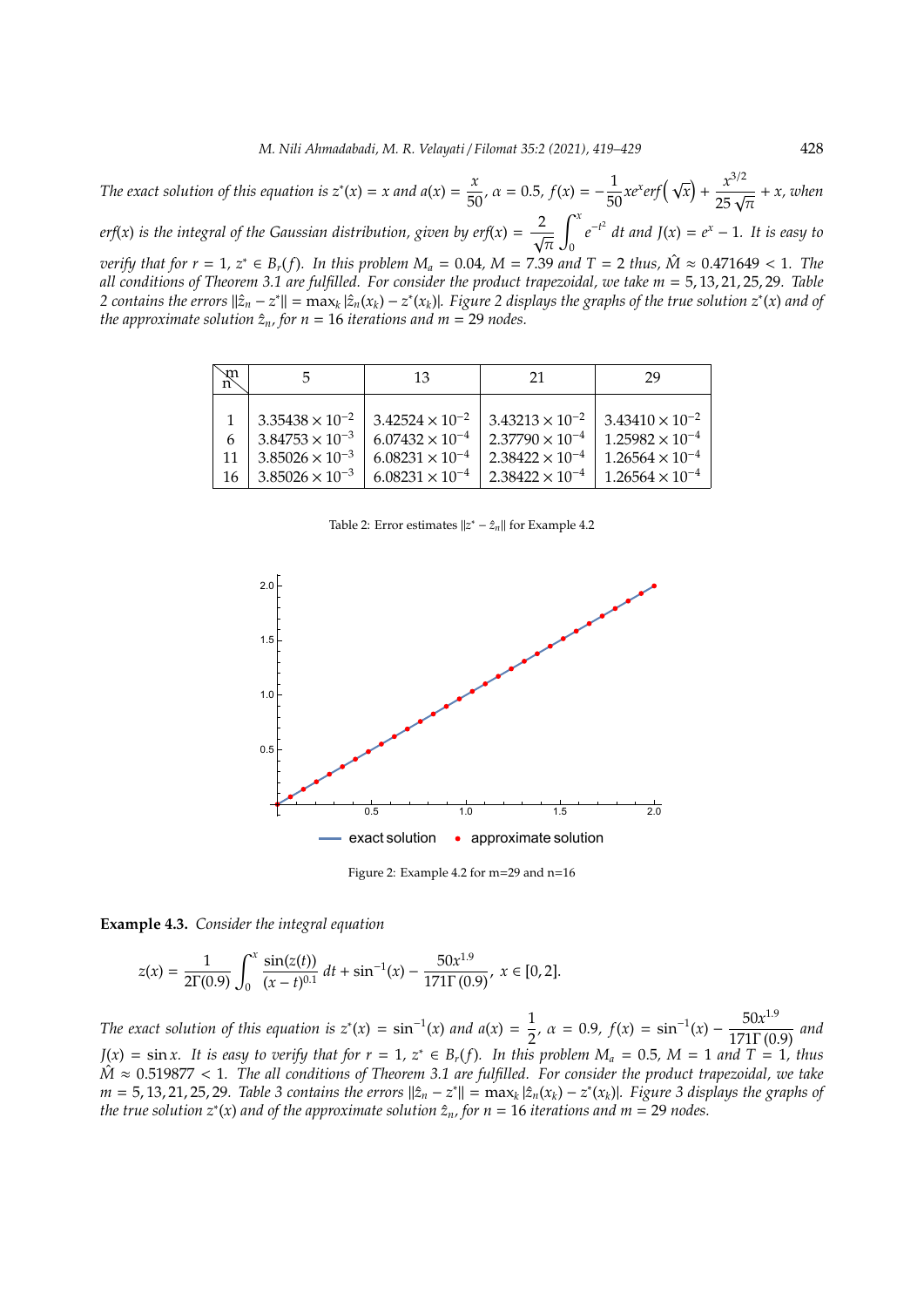*The exact solution of this equation is $z^*(x) = x$ and $a(x) = \frac{x}{50}$, $\alpha = 0.5$, $f(x) = -\frac{1}{50}xe^x erf\left(\sqrt{x}\right) + \frac{x^{3/2}}{25\sqrt{\pi}} + x$, when $erf(x)$ is the integral of the Gaussian distribution, given by $erf(x) = \frac{2}{\sqrt{\pi}}\int_0^x e^{-t^2}\,dt$ and $J(x) = e^x - 1$. It is easy to verify that for $r = 1$, $z^* \in B_r(f)$. In this problem $M_a = 0.04$, $M = 7.39$ and $T = 2$ thus, $\hat{M} \approx 0.471649 < 1$. The all conditions of Theorem 3.1 are fulfilled. For consider the product trapezoidal, we take $m = 5, 13, 21, 25, 29$. Table 2 contains the errors $\|\hat{z}_n - z^*\| = \max_k |\hat{z}_n(x_k) - z^*(x_k)|$. Figure 2 displays the graphs of the true solution $z^*(x)$ and of the approximate solution $\hat{z}_n$, for $n = 16$ iterations and $m = 29$ nodes.*

| n \ m | 5 | 13 | 21 | 29 |
|---|---|---|---|---|
| 1 | $3.35438 \times 10^{-2}$ | $3.42524 \times 10^{-2}$ | $3.43213 \times 10^{-2}$ | $3.43410 \times 10^{-2}$ |
| 6 | $3.84753 \times 10^{-3}$ | $6.07432 \times 10^{-4}$ | $2.37790 \times 10^{-4}$ | $1.25982 \times 10^{-4}$ |
| 11 | $3.85026 \times 10^{-3}$ | $6.08231 \times 10^{-4}$ | $2.38422 \times 10^{-4}$ | $1.26564 \times 10^{-4}$ |
| 16 | $3.85026 \times 10^{-3}$ | $6.08231 \times 10^{-4}$ | $2.38422 \times 10^{-4}$ | $1.26564 \times 10^{-4}$ |

Table 2: Error estimates $\|z^* - \hat{z}_n\|$ for Example 4.2

Figure 2: Example 4.2 for m=29 and n=16

**Example 4.3.** *Consider the integral equation*

$$z(x) = \frac{1}{2\Gamma(0.9)}\int_0^x \frac{\sin(z(t))}{(x-t)^{0.1}}\,dt + \sin^{-1}(x) - \frac{50x^{1.9}}{171\Gamma(0.9)},\ x \in [0, 2].$$

*The exact solution of this equation is $z^*(x) = \sin^{-1}(x)$ and $a(x) = \frac{1}{2}$, $\alpha = 0.9$, $f(x) = \sin^{-1}(x) - \frac{50x^{1.9}}{171\Gamma(0.9)}$ and $J(x) = \sin x$. It is easy to verify that for $r = 1$, $z^* \in B_r(f)$. In this problem $M_a = 0.5$, $M = 1$ and $T = 1$, thus $\hat{M} \approx 0.519877 < 1$. The all conditions of Theorem 3.1 are fulfilled. For consider the product trapezoidal, we take $m = 5, 13, 21, 25, 29$. Table 3 contains the errors $\|\hat{z}_n - z^*\| = \max_k |\hat{z}_n(x_k) - z^*(x_k)|$. Figure 3 displays the graphs of the true solution $z^*(x)$ and of the approximate solution $\hat{z}_n$, for $n = 16$ iterations and $m = 29$ nodes.*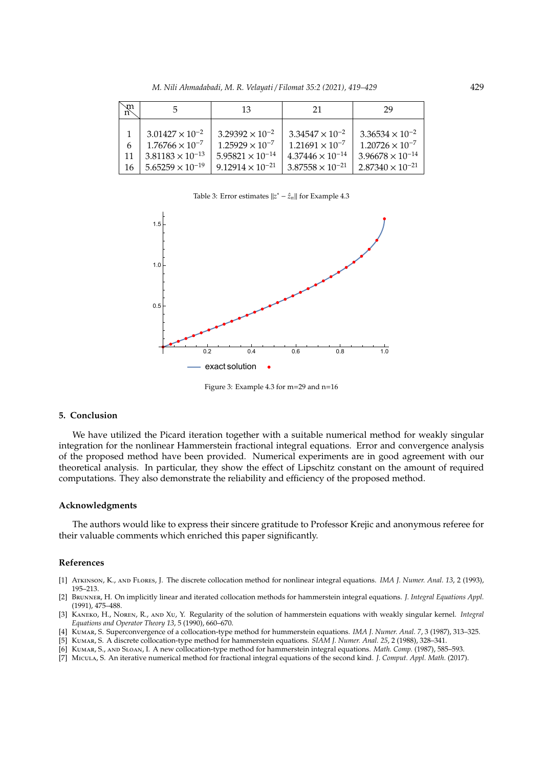| n \ m | 5 | 13 | 21 | 29 |
|---|---|---|---|---|
| 1 | $3.01427 \times 10^{-2}$ | $3.29392 \times 10^{-2}$ | $3.34547 \times 10^{-2}$ | $3.36534 \times 10^{-2}$ |
| 6 | $1.76766 \times 10^{-7}$ | $1.25929 \times 10^{-7}$ | $1.21691 \times 10^{-7}$ | $1.20726 \times 10^{-7}$ |
| 11 | $3.81183 \times 10^{-13}$ | $5.95821 \times 10^{-14}$ | $4.37446 \times 10^{-14}$ | $3.96678 \times 10^{-14}$ |
| 16 | $5.65259 \times 10^{-19}$ | $9.12914 \times 10^{-21}$ | $3.87558 \times 10^{-21}$ | $2.87340 \times 10^{-21}$ |

Table 3: Error estimates $\|z^* - \hat{z}_n\|$ for Example 4.3

1.5
1.0
0.5
0.2
0.4
0.6
0.8
1.0
exact solution

Figure 3: Example 4.3 for m=29 and n=16

## 5. Conclusion

We have utilized the Picard iteration together with a suitable numerical method for weakly singular integration for the nonlinear Hammerstein fractional integral equations. Error and convergence analysis of the proposed method have been provided. Numerical experiments are in good agreement with our theoretical analysis. In particular, they show the effect of Lipschitz constant on the amount of required computations. They also demonstrate the reliability and efficiency of the proposed method.

### Acknowledgments

The authors would like to express their sincere gratitude to Professor Krejic and anonymous referee for their valuable comments which enriched this paper significantly.

### References

[1] Atkinson, K., and Flores, J. The discrete collocation method for nonlinear integral equations. *IMA J. Numer. Anal. 13*, 2 (1993), 195–213.

[2] Brunner, H. On implicitly linear and iterated collocation methods for hammerstein integral equations. *J. Integral Equations Appl.* (1991), 475–488.

[3] Kaneko, H., Noren, R., and Xu, Y. Regularity of the solution of hammerstein equations with weakly singular kernel. *Integral Equations and Operator Theory 13*, 5 (1990), 660–670.

[4] Kumar, S. Superconvergence of a collocation-type method for hummerstein equations. *IMA J. Numer. Anal. 7*, 3 (1987), 313–325.

[5] Kumar, S. A discrete collocation-type method for hammerstein equations. *SIAM J. Numer. Anal. 25*, 2 (1988), 328–341.

[6] Kumar, S., and Sloan, I. A new collocation-type method for hammerstein integral equations. *Math. Comp.* (1987), 585–593.

[7] Micula, S. An iterative numerical method for fractional integral equations of the second kind. *J. Comput. Appl. Math.* (2017).